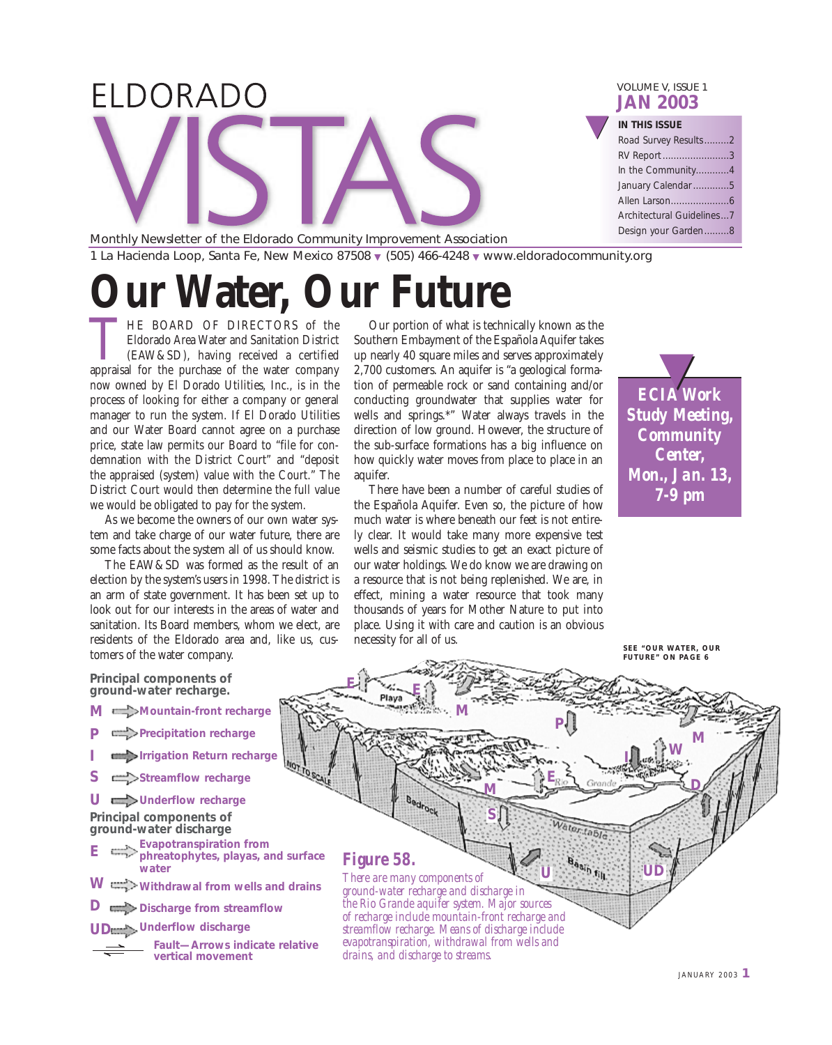# ELDORADO VISTAS

VOLUME V, ISSUE 1
**JAN 2003**

**IN THIS ISSUE**

- Road Survey Results.........2
- RV Report........................3
- In the Community............4
- January Calendar.............5
- Allen Larson.....................6
- Architectural Guidelines...7
- Design your Garden.........8

Monthly Newsletter of the Eldorado Community Improvement Association

1 La Hacienda Loop, Santa Fe, New Mexico 87508 ▾ (505) 466-4248 ▾ www.eldoradocommunity.org

# Our Water, Our Future

THE BOARD OF DIRECTORS of the Eldorado Area Water and Sanitation District (EAW&SD), having received a certified appraisal for the purchase of the water company now owned by El Dorado Utilities, Inc., is in the process of looking for either a company or general manager to run the system. If El Dorado Utilities and our Water Board cannot agree on a purchase price, state law permits our Board to "file for condemnation with the District Court" and "deposit the appraised (system) value with the Court." The District Court would then determine the full value we would be obligated to pay for the system.

As we become the owners of our own water system and take charge of our water future, there are some facts about the system all of us should know.

The EAW&SD was formed as the result of an election by the system's users in 1998. The district is an arm of state government. It has been set up to look out for our interests in the areas of water and sanitation. Its Board members, whom we elect, are residents of the Eldorado area and, like us, customers of the water company.

Our portion of what is technically known as the Southern Embayment of the Española Aquifer takes up nearly 40 square miles and serves approximately 2,700 customers. An aquifer is "a geological formation of permeable rock or sand containing and/or conducting groundwater that supplies water for wells and springs.*" Water always travels in the direction of low ground. However, the structure of the sub-surface formations has a big influence on how quickly water moves from place to place in an aquifer.

There have been a number of careful studies of the Española Aquifer. Even so, the picture of how much water is where beneath our feet is not entirely clear. It would take many more expensive test wells and seismic studies to get an exact picture of our water holdings. We do know we are drawing on a resource that is not being replenished. We are, in effect, mining a water resource that took many thousands of years for Mother Nature to put into place. Using it with care and caution is an obvious necessity for all of us.

SEE "OUR WATER, OUR FUTURE" ON PAGE 6

**ECIA Work Study Meeting, Community Center, Mon., Jan. 13, 7-9 pm**

**Principal components of ground-water recharge.**

- **M** Mountain-front recharge
- **P** Precipitation recharge
- **I** Irrigation Return recharge
- **S** Streamflow recharge
- **U** Underflow recharge

**Principal components of ground-water discharge**

- **E** Evapotranspiration from phreatophytes, playas, and surface water
- **W** Withdrawal from wells and drains
- **D** Discharge from streamflow
- **UD** Underflow discharge
- Fault—Arrows indicate relative vertical movement

**Figure 58.**

*There are many components of ground-water recharge and discharge in the Rio Grande aquifer system. Major sources of recharge include mountain-front recharge and streamflow recharge. Means of discharge include evapotranspiration, withdrawal from wells and drains, and discharge to streams.*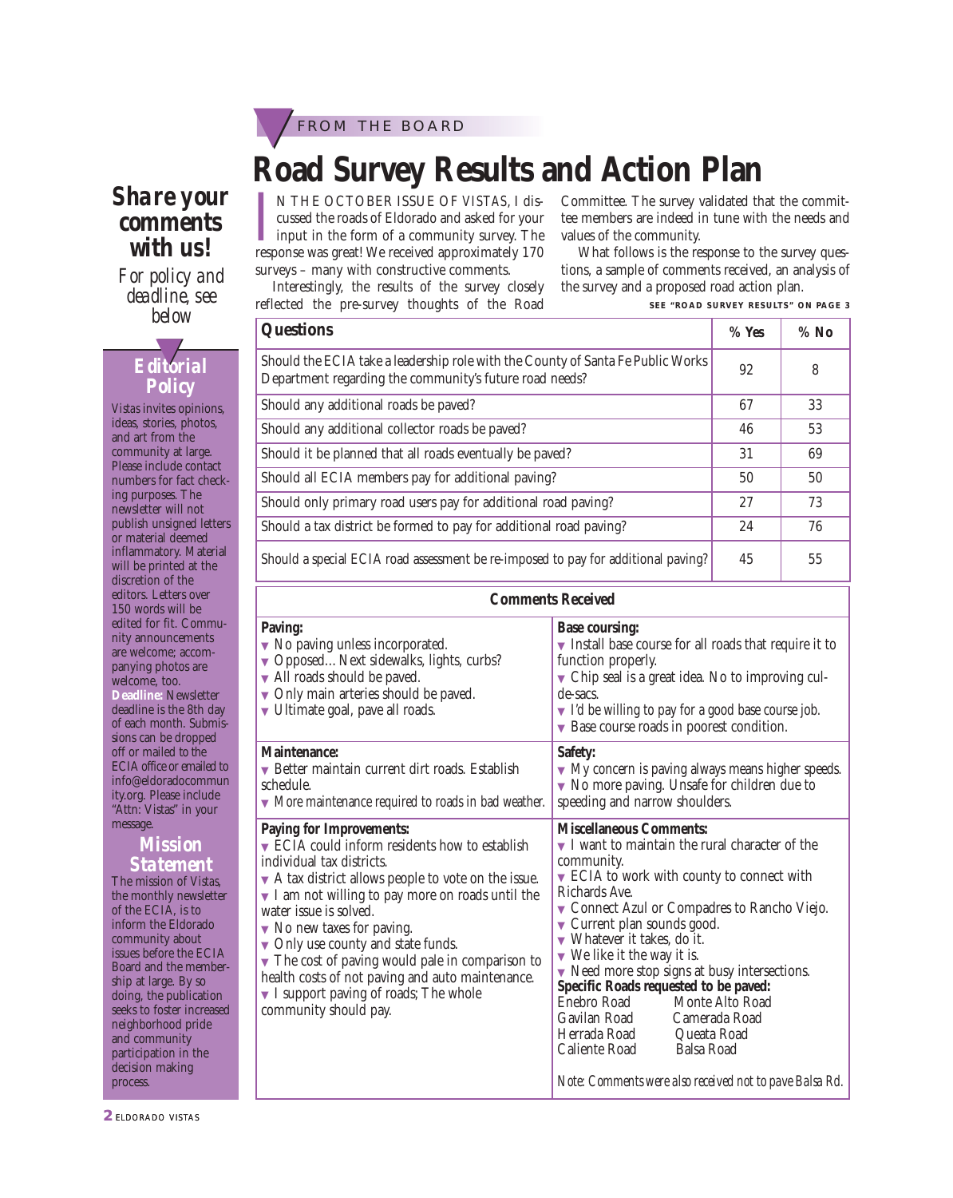FROM THE BOARD

# Road Survey Results and Action Plan

IN THE OCTOBER ISSUE OF VISTAS, I discussed the roads of Eldorado and asked for your input in the form of a community survey. The response was great! We received approximately 170 surveys – many with constructive comments.

Interestingly, the results of the survey closely reflected the pre-survey thoughts of the Road Committee. The survey validated that the committee members are indeed in tune with the needs and values of the community.

What follows is the response to the survey questions, a sample of comments received, an analysis of the survey and a proposed road action plan.

**SEE "ROAD SURVEY RESULTS" ON PAGE 3**

| Questions | % Yes | % No |
|---|---|---|
| Should the ECIA take a leadership role with the County of Santa Fe Public Works Department regarding the community's future road needs? | 92 | 8 |
| Should any additional roads be paved? | 67 | 33 |
| Should any additional collector roads be paved? | 46 | 53 |
| Should it be planned that all roads eventually be paved? | 31 | 69 |
| Should all ECIA members pay for additional paving? | 50 | 50 |
| Should only primary road users pay for additional road paving? | 27 | 73 |
| Should a tax district be formed to pay for additional road paving? | 24 | 76 |
| Should a special ECIA road assessment be re-imposed to pay for additional paving? | 45 | 55 |

## Comments Received

**Paving:**
- No paving unless incorporated.
- Opposed… Next sidewalks, lights, curbs?
- All roads should be paved.
- Only main arteries should be paved.
- Ultimate goal, pave all roads.

**Base coursing:**
- Install base course for all roads that require it to function properly.
- Chip seal is a great idea. No to improving cul-de-sacs.
- I'd be willing to pay for a good base course job.
- Base course roads in poorest condition.

**Maintenance:**
- Better maintain current dirt roads. Establish schedule.
- More maintenance required to roads in bad weather.

**Safety:**
- My concern is paving always means higher speeds.
- No more paving. Unsafe for children due to speeding and narrow shoulders.

**Paying for Improvements:**
- ECIA could inform residents how to establish individual tax districts.
- A tax district allows people to vote on the issue.
- I am not willing to pay more on roads until the water issue is solved.
- No new taxes for paving.
- Only use county and state funds.
- The cost of paving would pale in comparison to health costs of not paving and auto maintenance.
- I support paving of roads; The whole community should pay.

**Miscellaneous Comments:**
- I want to maintain the rural character of the community.
- ECIA to work with county to connect with Richards Ave.
- Connect Azul or Compadres to Rancho Viejo.
- Current plan sounds good.
- Whatever it takes, do it.
- We like it the way it is.
- Need more stop signs at busy intersections.

**Specific Roads requested to be paved:**

Enebro Road, Monte Alto Road, Gavilan Road, Camerada Road, Herrada Road, Queata Road, Caliente Road, Balsa Road

*Note: Comments were also received not to pave Balsa Rd.*

## Share your comments with us!

*For policy and deadline, see below*

## Editorial Policy

Vistas invites opinions, ideas, stories, photos, and art from the community at large. Please include contact numbers for fact checking purposes. The newsletter will not publish unsigned letters or material deemed inflammatory. Material will be printed at the discretion of the editors. Letters over 150 words will be edited for fit. Community announcements are welcome; accompanying photos are welcome, too.

**Deadline:** Newsletter deadline is the 8th day of each month. Submissions can be dropped off or mailed to the ECIA office or emailed to info@eldoradocommunity.org. Please include "Attn: Vistas" in your message.

## Mission Statement

The mission of Vistas, the monthly newsletter of the ECIA, is to inform the Eldorado community about issues before the ECIA Board and the membership at large. By so doing, the publication seeks to foster increased neighborhood pride and community participation in the decision making process.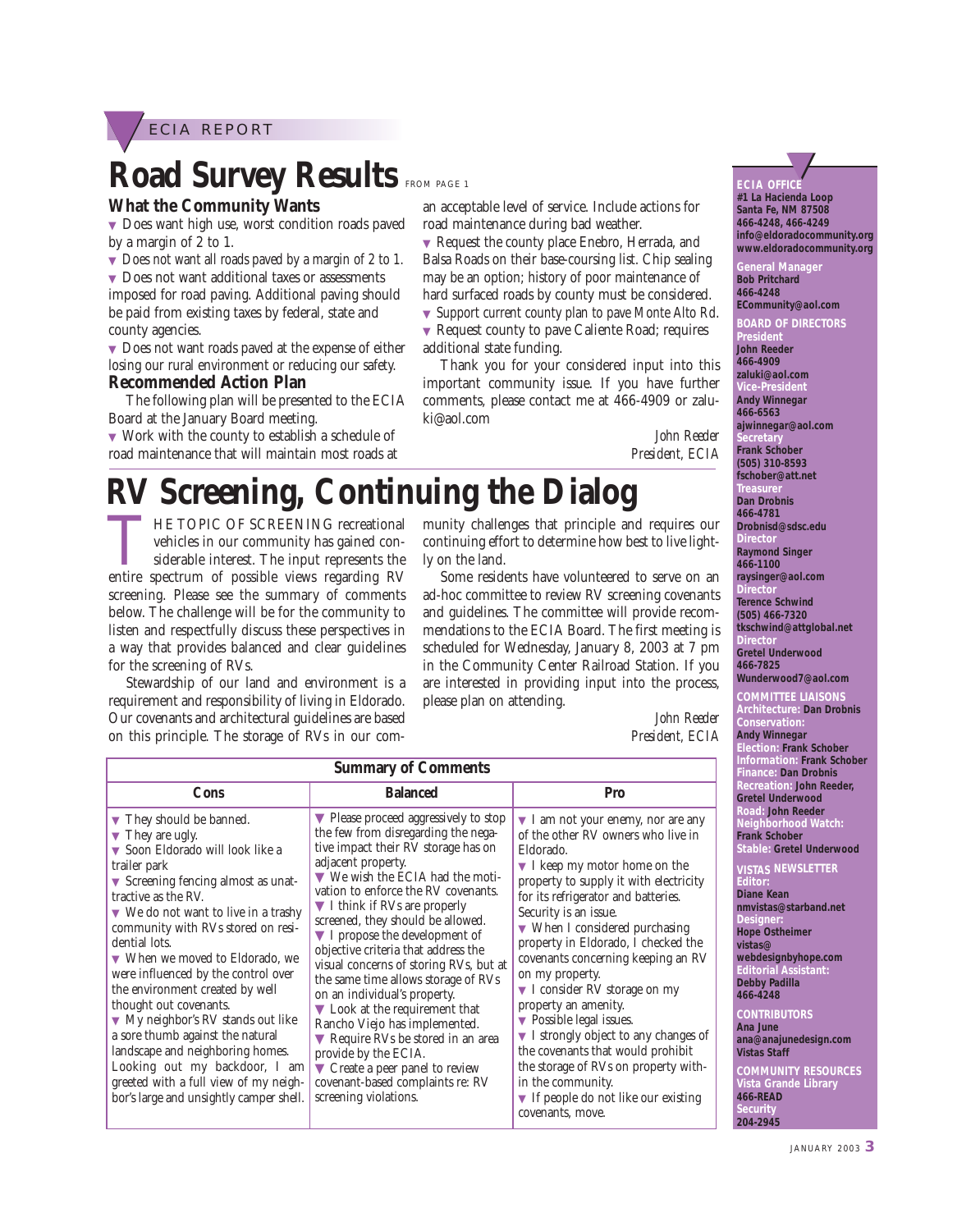ECIA REPORT

# Road Survey Results FROM PAGE 1

### What the Community Wants

- Does want high use, worst condition roads paved by a margin of 2 to 1.
- *Does not want all roads paved by a margin of 2 to 1.*
- Does not want additional taxes or assessments imposed for road paving. Additional paving should be paid from existing taxes by federal, state and county agencies.
- Does not want roads paved at the expense of either losing our rural environment or reducing our safety.

### Recommended Action Plan

The following plan will be presented to the ECIA Board at the January Board meeting.

- Work with the county to establish a schedule of road maintenance that will maintain most roads at an acceptable level of service. Include actions for road maintenance during bad weather.
- Request the county place Enebro, Herrada, and Balsa Roads on their base-coursing list. Chip sealing may be an option; history of poor maintenance of hard surfaced roads by county must be considered.
- *Support current county plan to pave Monte Alto Rd.*
- Request county to pave Caliente Road; requires additional state funding.

Thank you for your considered input into this important community issue. If you have further comments, please contact me at 466-4909 or zaluki@aol.com

*John Reeder*
*President, ECIA*

# RV Screening, Continuing the Dialog

THE TOPIC OF SCREENING recreational vehicles in our community has gained considerable interest. The input represents the entire spectrum of possible views regarding RV screening. Please see the summary of comments below. The challenge will be for the community to listen and respectfully discuss these perspectives in a way that provides balanced and clear guidelines for the screening of RVs.

Stewardship of our land and environment is a requirement and responsibility of living in Eldorado. Our covenants and architectural guidelines are based on this principle. The storage of RVs in our community challenges that principle and requires our continuing effort to determine how best to live lightly on the land.

Some residents have volunteered to serve on an ad-hoc committee to review RV screening covenants and guidelines. The committee will provide recommendations to the ECIA Board. The first meeting is scheduled for Wednesday, January 8, 2003 at 7 pm in the Community Center Railroad Station. If you are interested in providing input into the process, please plan on attending.

*John Reeder*
*President, ECIA*

**Summary of Comments**

| Cons | Balanced | Pro |
|---|---|---|
| They should be banned. | Please proceed aggressively to stop the few from disregarding the negative impact their RV storage has on adjacent property. | I am not your enemy, nor are any of the other RV owners who live in Eldorado. |
| They are ugly. | We wish the ECIA had the motivation to enforce the RV covenants. | I keep my motor home on the property to supply it with electricity for its refrigerator and batteries. Security is an issue. |
| Soon Eldorado will look like a trailer park | I think if RVs are properly screened, they should be allowed. | When I considered purchasing property in Eldorado, I checked the covenants concerning keeping an RV on my property. |
| Screening fencing almost as unattractive as the RV. | I propose the development of objective criteria that address the visual concerns of storing RVs, but at the same time allows storage of RVs on an individual's property. | I consider RV storage on my property an amenity. |
| We do not want to live in a trashy community with RVs stored on residential lots. | Look at the requirement that Rancho Viejo has implemented. | Possible legal issues. |
| When we moved to Eldorado, we were influenced by the control over the environment created by well thought out covenants. | Require RVs be stored in an area provide by the ECIA. | I strongly object to any changes of the covenants that would prohibit the storage of RVs on property within the community. |
| My neighbor's RV stands out like a sore thumb against the natural landscape and neighboring homes. Looking out my backdoor, I am greeted with a full view of my neighbor's large and unsightly camper shell. | Create a peer panel to review covenant-based complaints re: RV screening violations. | If people do not like our existing covenants, move. |

**ECIA OFFICE**
#1 La Hacienda Loop
Santa Fe, NM 87508
466-4248, 466-4249
info@eldoradocommunity.org
www.eldoradocommunity.org

**General Manager**
Bob Pritchard
466-4248
ECommunity@aol.com

**BOARD OF DIRECTORS**

**President**
John Reeder
466-4909
zaluki@aol.com

**Vice-President**
Andy Winnegar
466-6563
ajwinnegar@aol.com

**Secretary**
Frank Schober
(505) 310-8593
fschober@att.net

**Treasurer**
Dan Drobnis
466-4781
Drobnisd@sdsc.edu

**Director**
Raymond Singer
466-1100
raysinger@aol.com

**Director**
Terence Schwind
(505) 466-7320
tkschwind@attglobal.net

**Director**
Gretel Underwood
466-7825
Wunderwood7@aol.com

**COMMITTEE LIAISONS**
**Architecture:** Dan Drobnis
**Conservation:** Andy Winnegar
**Election:** Frank Schober
**Information:** Frank Schober
**Finance:** Dan Drobnis
**Recreation:** John Reeder, Gretel Underwood
**Road:** John Reeder
**Neighborhood Watch:** Frank Schober
**Stable:** Gretel Underwood

**VISTAS NEWSLETTER**

**Editor:**
Diane Kean
nmvistas@starband.net

**Designer:**
Hope Ostheimer
vistas@webdesignbyhope.com

**Editorial Assistant:**
Debby Padilla
466-4248

**CONTRIBUTORS**
Ana June
ana@anajunedesign.com
Vistas Staff

**COMMUNITY RESOURCES**
**Vista Grande Library**
466-READ
**Security**
204-2945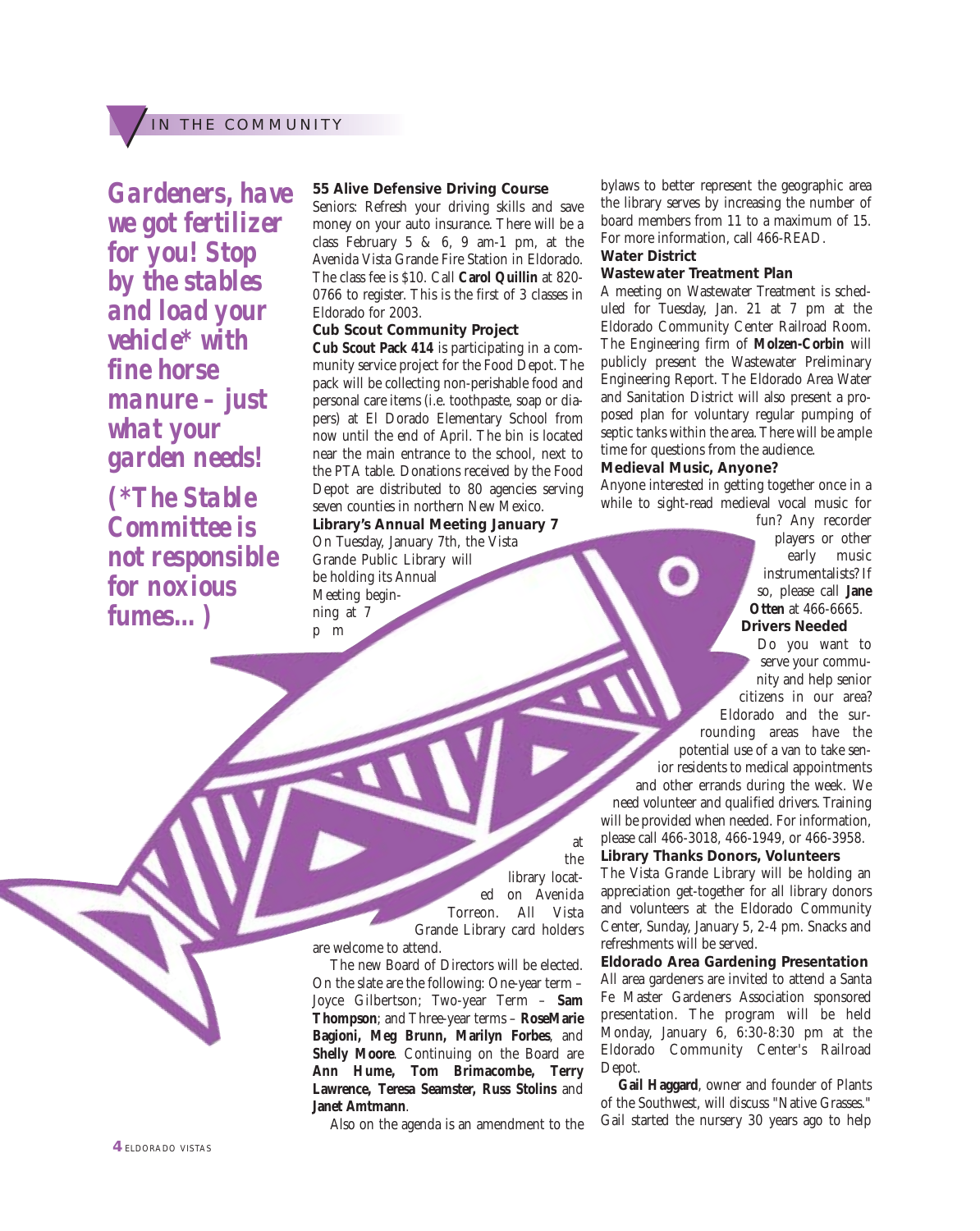IN THE COMMUNITY

***Gardeners, have we got fertilizer for you! Stop by the stables and load your vehicle\* with fine horse manure – just what your garden needs!***

***(\*The Stable Committee is not responsible for noxious fumes…)***

### 55 Alive Defensive Driving Course

Seniors: Refresh your driving skills and save money on your auto insurance. There will be a class February 5 & 6, 9 am-1 pm, at the Avenida Vista Grande Fire Station in Eldorado. The class fee is $10. Call **Carol Quillin** at 820-0766 to register. This is the first of 3 classes in Eldorado for 2003.

### Cub Scout Community Project

**Cub Scout Pack 414** is participating in a community service project for the Food Depot. The pack will be collecting non-perishable food and personal care items (i.e. toothpaste, soap or diapers) at El Dorado Elementary School from now until the end of April. The bin is located near the main entrance to the school, next to the PTA table. Donations received by the Food Depot are distributed to 80 agencies serving seven counties in northern New Mexico.

### Library's Annual Meeting January 7

On Tuesday, January 7th, the Vista Grande Public Library will be holding its Annual Meeting beginning at 7 pm at the library located on Avenida Torreon. All Vista Grande Library card holders are welcome to attend.

The new Board of Directors will be elected. On the slate are the following: One-year term – Joyce Gilbertson; Two-year Term – **Sam Thompson**; and Three-year terms – **RoseMarie Bagioni, Meg Brunn, Marilyn Forbes**, and **Shelly Moore**. Continuing on the Board are **Ann Hume, Tom Brimacombe, Terry Lawrence, Teresa Seamster, Russ Stolins** and **Janet Amtmann**.

Also on the agenda is an amendment to the bylaws to better represent the geographic area the library serves by increasing the number of board members from 11 to a maximum of 15. For more information, call 466-READ.

### Water District Wastewater Treatment Plan

A meeting on Wastewater Treatment is scheduled for Tuesday, Jan. 21 at 7 pm at the Eldorado Community Center Railroad Room. The Engineering firm of **Molzen-Corbin** will publicly present the Wastewater Preliminary Engineering Report. The Eldorado Area Water and Sanitation District will also present a proposed plan for voluntary regular pumping of septic tanks within the area. There will be ample time for questions from the audience.

### Medieval Music, Anyone?

Anyone interested in getting together once in a while to sight-read medieval vocal music for fun? Any recorder players or other early music instrumentalists? If so, please call **Jane Otten** at 466-6665.

### Drivers Needed

Do you want to serve your community and help senior citizens in our area? Eldorado and the surrounding areas have the potential use of a van to take senior residents to medical appointments and other errands during the week. We need volunteer and qualified drivers. Training will be provided when needed. For information, please call 466-3018, 466-1949, or 466-3958.

### Library Thanks Donors, Volunteers

The Vista Grande Library will be holding an appreciation get-together for all library donors and volunteers at the Eldorado Community Center, Sunday, January 5, 2-4 pm. Snacks and refreshments will be served.

### Eldorado Area Gardening Presentation

All area gardeners are invited to attend a Santa Fe Master Gardeners Association sponsored presentation. The program will be held Monday, January 6, 6:30-8:30 pm at the Eldorado Community Center's Railroad Depot.

**Gail Haggard**, owner and founder of Plants of the Southwest, will discuss "Native Grasses." Gail started the nursery 30 years ago to help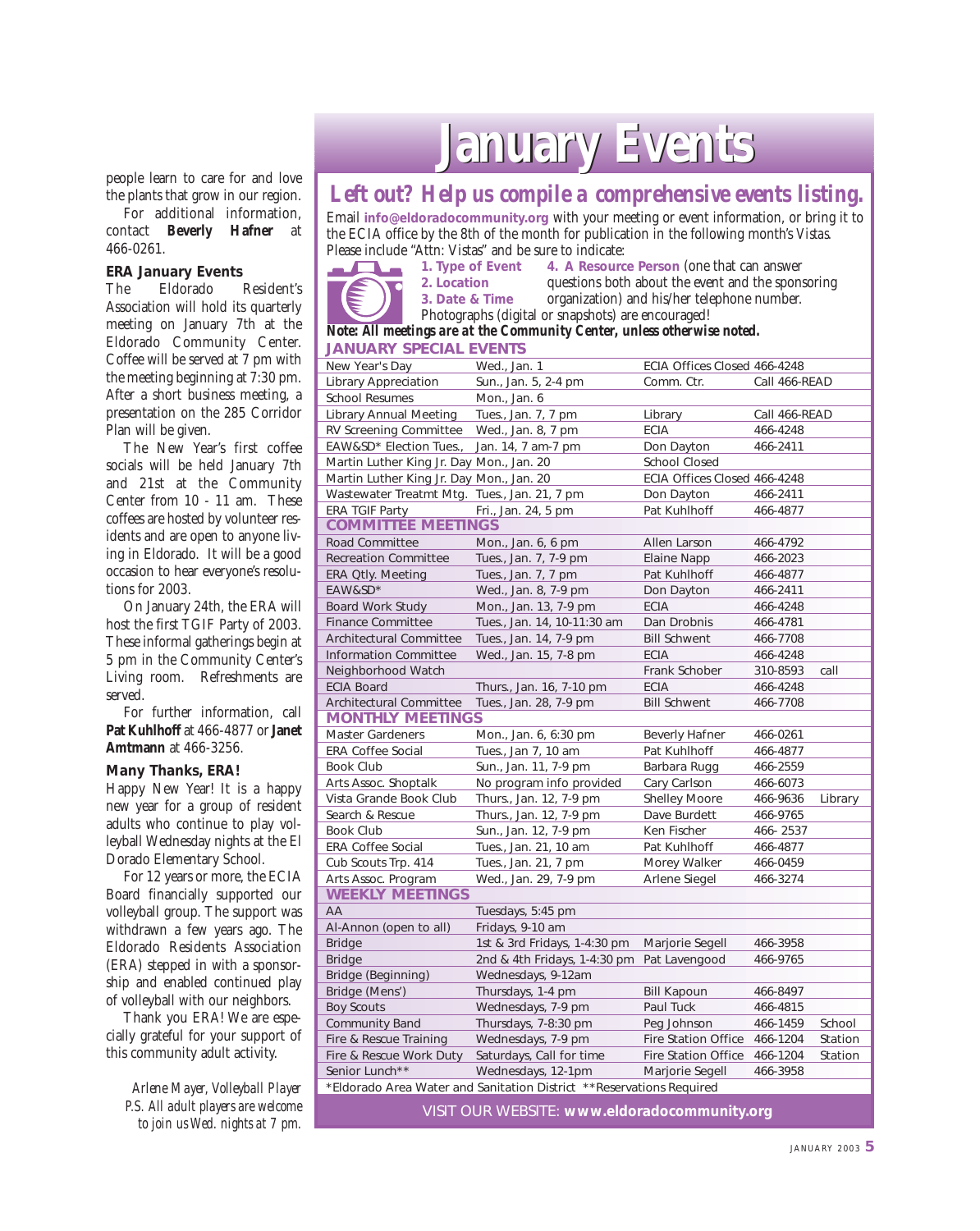people learn to care for and love the plants that grow in our region.

For additional information, contact **Beverly Hafner** at 466-0261.

### ERA January Events

The Eldorado Resident's Association will hold its quarterly meeting on January 7th at the Eldorado Community Center. Coffee will be served at 7 pm with the meeting beginning at 7:30 pm. After a short business meeting, a presentation on the 285 Corridor Plan will be given.

The New Year's first coffee socials will be held January 7th and 21st at the Community Center from 10 - 11 am. These coffees are hosted by volunteer residents and are open to anyone living in Eldorado. It will be a good occasion to hear everyone's resolutions for 2003.

On January 24th, the ERA will host the first TGIF Party of 2003. These informal gatherings begin at 5 pm in the Community Center's Living room. Refreshments are served.

For further information, call **Pat Kuhlhoff** at 466-4877 or **Janet Amtmann** at 466-3256.

### Many Thanks, ERA!

Happy New Year! It is a happy new year for a group of resident adults who continue to play volleyball Wednesday nights at the El Dorado Elementary School.

For 12 years or more, the ECIA Board financially supported our volleyball group. The support was withdrawn a few years ago. The Eldorado Residents Association (ERA) stepped in with a sponsorship and enabled continued play of volleyball with our neighbors.

Thank you ERA! We are especially grateful for your support of this community adult activity.

*Arlene Mayer, Volleyball Player*
*P.S. All adult players are welcome to join us Wed. nights at 7 pm.*

# January Events

## Left out? Help us compile a comprehensive events listing.

Email **info@eldoradocommunity.org** with your meeting or event information, or bring it to the ECIA office by the 8th of the month for publication in the following month's Vistas. Please include "Attn: Vistas" and be sure to indicate:

1. **Type of Event**
2. **Location**
3. **Date & Time**
4. **A Resource Person** (one that can answer questions both about the event and the sponsoring organization) and his/her telephone number.

Photographs (digital or snapshots) are encouraged!

***Note: All meetings are at the Community Center, unless otherwise noted.***

| Event | Date/Time | Contact/Location | Phone | |
|---|---|---|---|---|
| **JANUARY SPECIAL EVENTS** | | | | |
| New Year's Day | Wed., Jan. 1 | ECIA Offices Closed | 466-4248 | |
| Library Appreciation | Sun., Jan. 5, 2-4 pm | Comm. Ctr. | Call 466-READ | |
| School Resumes | Mon., Jan. 6 | | | |
| Library Annual Meeting | Tues., Jan. 7, 7 pm | Library | Call 466-READ | |
| RV Screening Committee | Wed., Jan. 8, 7 pm | ECIA | 466-4248 | |
| EAW&SD* Election Tues., | Jan. 14, 7 am-7 pm | Don Dayton | 466-2411 | |
| Martin Luther King Jr. Day | Mon., Jan. 20 | School Closed | | |
| Martin Luther King Jr. Day | Mon., Jan. 20 | ECIA Offices Closed | 466-4248 | |
| Wastewater Treatmt Mtg. | Tues., Jan. 21, 7 pm | Don Dayton | 466-2411 | |
| ERA TGIF Party | Fri., Jan. 24, 5 pm | Pat Kuhlhoff | 466-4877 | |
| **COMMITTEE MEETINGS** | | | | |
| Road Committee | Mon., Jan. 6, 6 pm | Allen Larson | 466-4792 | |
| Recreation Committee | Tues., Jan. 7, 7-9 pm | Elaine Napp | 466-2023 | |
| ERA Qtly. Meeting | Tues., Jan. 7, 7 pm | Pat Kuhlhoff | 466-4877 | |
| EAW&SD* | Wed., Jan. 8, 7-9 pm | Don Dayton | 466-2411 | |
| Board Work Study | Mon., Jan. 13, 7-9 pm | ECIA | 466-4248 | |
| Finance Committee | Tues., Jan. 14, 10-11:30 am | Dan Drobnis | 466-4781 | |
| Architectural Committee | Tues., Jan. 14, 7-9 pm | Bill Schwent | 466-7708 | |
| Information Committee | Wed., Jan. 15, 7-8 pm | ECIA | 466-4248 | |
| Neighborhood Watch | | Frank Schober | 310-8593 | call |
| ECIA Board | Thurs., Jan. 16, 7-10 pm | ECIA | 466-4248 | |
| Architectural Committee | Tues., Jan. 28, 7-9 pm | Bill Schwent | 466-7708 | |
| **MONTHLY MEETINGS** | | | | |
| Master Gardeners | Mon., Jan. 6, 6:30 pm | Beverly Hafner | 466-0261 | |
| ERA Coffee Social | Tues., Jan 7, 10 am | Pat Kuhlhoff | 466-4877 | |
| Book Club | Sun., Jan. 11, 7-9 pm | Barbara Rugg | 466-2559 | |
| Arts Assoc. Shoptalk | No program info provided | Cary Carlson | 466-6073 | |
| Vista Grande Book Club | Thurs., Jan. 12, 7-9 pm | Shelley Moore | 466-9636 | Library |
| Search & Rescue | Thurs., Jan. 12, 7-9 pm | Dave Burdett | 466-9765 | |
| Book Club | Sun., Jan. 12, 7-9 pm | Ken Fischer | 466- 2537 | |
| ERA Coffee Social | Tues., Jan. 21, 10 am | Pat Kuhlhoff | 466-4877 | |
| Cub Scouts Trp. 414 | Tues., Jan. 21, 7 pm | Morey Walker | 466-0459 | |
| Arts Assoc. Program | Wed., Jan. 29, 7-9 pm | Arlene Siegel | 466-3274 | |
| **WEEKLY MEETINGS** | | | | |
| AA | Tuesdays, 5:45 pm | | | |
| Al-Annon (open to all) | Fridays, 9-10 am | | | |
| Bridge | 1st & 3rd Fridays, 1-4:30 pm | Marjorie Segell | 466-3958 | |
| Bridge | 2nd & 4th Fridays, 1-4:30 pm | Pat Lavengood | 466-9765 | |
| Bridge (Beginning) | Wednesdays, 9-12am | | | |
| Bridge (Mens') | Thursdays, 1-4 pm | Bill Kapoun | 466-8497 | |
| Boy Scouts | Wednesdays, 7-9 pm | Paul Tuck | 466-4815 | |
| Community Band | Thursdays, 7-8:30 pm | Peg Johnson | 466-1459 | School |
| Fire & Rescue Training | Wednesdays, 7-9 pm | Fire Station Office | 466-1204 | Station |
| Fire & Rescue Work Duty | Saturdays, Call for time | Fire Station Office | 466-1204 | Station |
| Senior Lunch** | Wednesdays, 12-1pm | Marjorie Segell | 466-3958 | |

*Eldorado Area Water and Sanitation District **Reservations Required

VISIT OUR WEBSITE: **www.eldoradocommunity.org**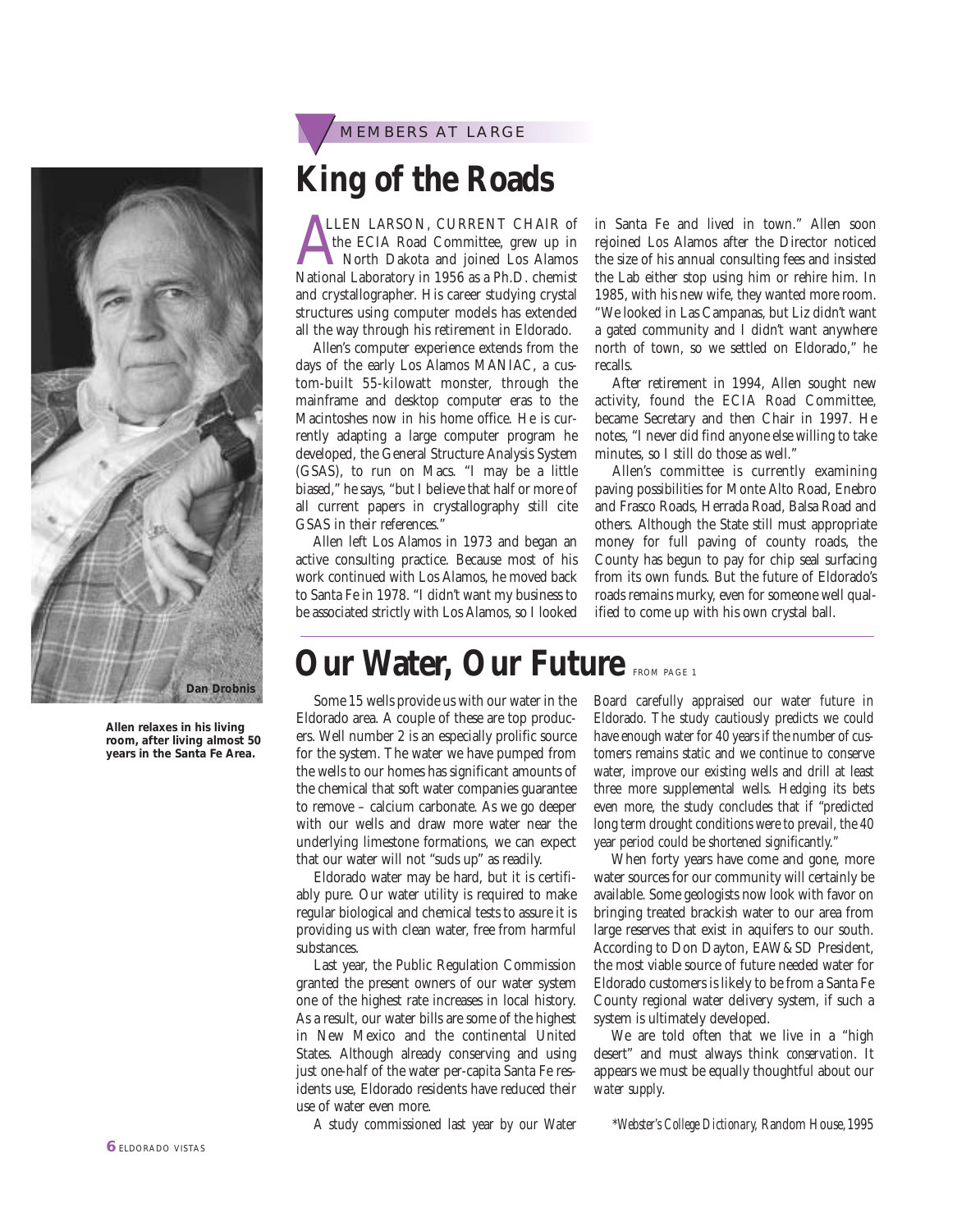MEMBERS AT LARGE

# King of the Roads

ALLEN LARSON, CURRENT CHAIR of the ECIA Road Committee, grew up in North Dakota and joined Los Alamos National Laboratory in 1956 as a Ph.D. chemist and crystallographer. His career studying crystal structures using computer models has extended all the way through his retirement in Eldorado.

Allen's computer experience extends from the days of the early Los Alamos MANIAC, a custom-built 55-kilowatt monster, through the mainframe and desktop computer eras to the Macintoshes now in his home office. He is currently adapting a large computer program he developed, the General Structure Analysis System (GSAS), to run on Macs. "I may be a little biased," he says, "but I believe that half or more of all current papers in crystallography still cite GSAS in their references."

Allen left Los Alamos in 1973 and began an active consulting practice. Because most of his work continued with Los Alamos, he moved back to Santa Fe in 1978. "I didn't want my business to be associated strictly with Los Alamos, so I looked in Santa Fe and lived in town." Allen soon rejoined Los Alamos after the Director noticed the size of his annual consulting fees and insisted the Lab either stop using him or rehire him. In 1985, with his new wife, they wanted more room. "We looked in Las Campanas, but Liz didn't want a gated community and I didn't want anywhere north of town, so we settled on Eldorado," he recalls.

After retirement in 1994, Allen sought new activity, found the ECIA Road Committee, became Secretary and then Chair in 1997. He notes, "I never did find anyone else willing to take minutes, so I still do those as well."

Allen's committee is currently examining paving possibilities for Monte Alto Road, Enebro and Frasco Roads, Herrada Road, Balsa Road and others. Although the State still must appropriate money for full paving of county roads, the County has begun to pay for chip seal surfacing from its own funds. But the future of Eldorado's roads remains murky, even for someone well qualified to come up with his own crystal ball.

Dan Drobnis

**Allen relaxes in his living room, after living almost 50 years in the Santa Fe Area.**

# Our Water, Our Future FROM PAGE 1

Some 15 wells provide us with our water in the Eldorado area. A couple of these are top producers. Well number 2 is an especially prolific source for the system. The water we have pumped from the wells to our homes has significant amounts of the chemical that soft water companies guarantee to remove – calcium carbonate. As we go deeper with our wells and draw more water near the underlying limestone formations, we can expect that our water will not "suds up" as readily.

Eldorado water may be hard, but it is certifiably pure. Our water utility is required to make regular biological and chemical tests to assure it is providing us with clean water, free from harmful substances.

Last year, the Public Regulation Commission granted the present owners of our water system one of the highest rate increases in local history. As a result, our water bills are some of the highest in New Mexico and the continental United States. Although already conserving and using just one-half of the water per-capita Santa Fe residents use, Eldorado residents have reduced their use of water even more.

A study commissioned last year by our Water Board carefully appraised our water future in Eldorado. The study cautiously predicts we could have enough water for 40 years if the number of customers remains static and we continue to conserve water, improve our existing wells and drill at least three more supplemental wells. Hedging its bets even more, the study concludes that if "predicted long term drought conditions were to prevail, the 40 year period could be shortened significantly."

When forty years have come and gone, more water sources for our community will certainly be available. Some geologists now look with favor on bringing treated brackish water to our area from large reserves that exist in aquifers to our south. According to Don Dayton, EAW&SD President, the most viable source of future needed water for Eldorado customers is likely to be from a Santa Fe County regional water delivery system, if such a system is ultimately developed.

We are told often that we live in a "high desert" and must always think *conservation*. It appears we must be equally thoughtful about our *water supply*.

*\*Webster's College Dictionary, Random House, 1995*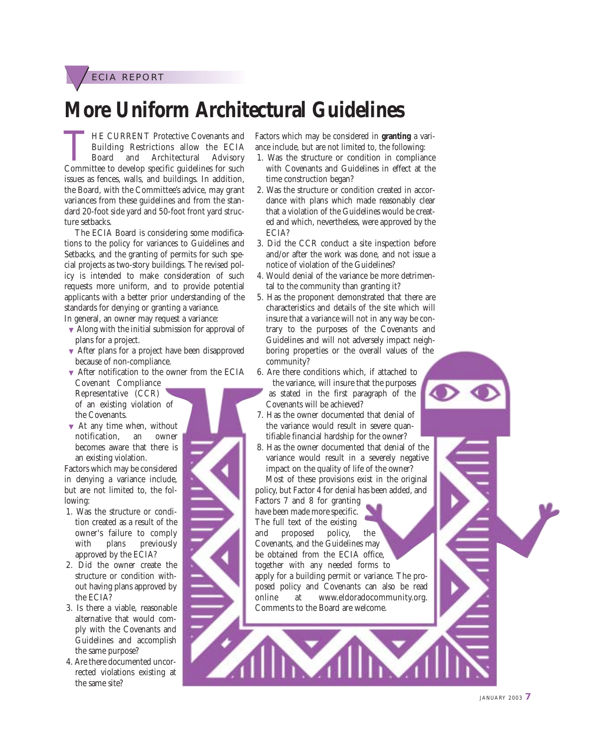ECIA REPORT

# More Uniform Architectural Guidelines

THE CURRENT Protective Covenants and Building Restrictions allow the ECIA Board and Architectural Advisory Committee to develop specific guidelines for such issues as fences, walls, and buildings. In addition, the Board, with the Committee's advice, may grant variances from these guidelines and from the standard 20-foot side yard and 50-foot front yard structure setbacks.

The ECIA Board is considering some modifications to the policy for variances to Guidelines and Setbacks, and the granting of permits for such special projects as two-story buildings. The revised policy is intended to make consideration of such requests more uniform, and to provide potential applicants with a better prior understanding of the standards for denying or granting a variance.

In general, an owner may request a variance:

- Along with the initial submission for approval of plans for a project.
- After plans for a project have been disapproved because of non-compliance.
- After notification to the owner from the ECIA Covenant Compliance Representative (CCR) of an existing violation of the Covenants.
- At any time when, without notification, an owner becomes aware that there is an existing violation.

Factors which may be considered in denying a variance include, but are not limited to, the following:

1. Was the structure or condition created as a result of the owner's failure to comply with plans previously approved by the ECIA?
2. Did the owner create the structure or condition without having plans approved by the ECIA?
3. Is there a viable, reasonable alternative that would comply with the Covenants and Guidelines and accomplish the same purpose?
4. Are there documented uncorrected violations existing at the same site?

Factors which may be considered in **granting** a variance include, but are not limited to, the following:

1. Was the structure or condition in compliance with Covenants and Guidelines in effect at the time construction began?
2. Was the structure or condition created in accordance with plans which made reasonably clear that a violation of the Guidelines would be created and which, nevertheless, were approved by the ECIA?
3. Did the CCR conduct a site inspection before and/or after the work was done, and not issue a notice of violation of the Guidelines?
4. Would denial of the variance be more detrimental to the community than granting it?
5. Has the proponent demonstrated that there are characteristics and details of the site which will insure that a variance will not in any way be contrary to the purposes of the Covenants and Guidelines and will not adversely impact neighboring properties or the overall values of the community?
6. Are there conditions which, if attached to the variance, will insure that the purposes as stated in the first paragraph of the Covenants will be achieved?
7. Has the owner documented that denial of the variance would result in severe quantifiable financial hardship for the owner?
8. Has the owner documented that denial of the variance would result in a severely negative impact on the quality of life of the owner?

Most of these provisions exist in the original policy, but Factor 4 for denial has been added, and Factors 7 and 8 for granting have been made more specific. The full text of the existing and proposed policy, the Covenants, and the Guidelines may be obtained from the ECIA office, together with any needed forms to apply for a building permit or variance. The proposed policy and Covenants can also be read online at www.eldoradocommunity.org. Comments to the Board are welcome.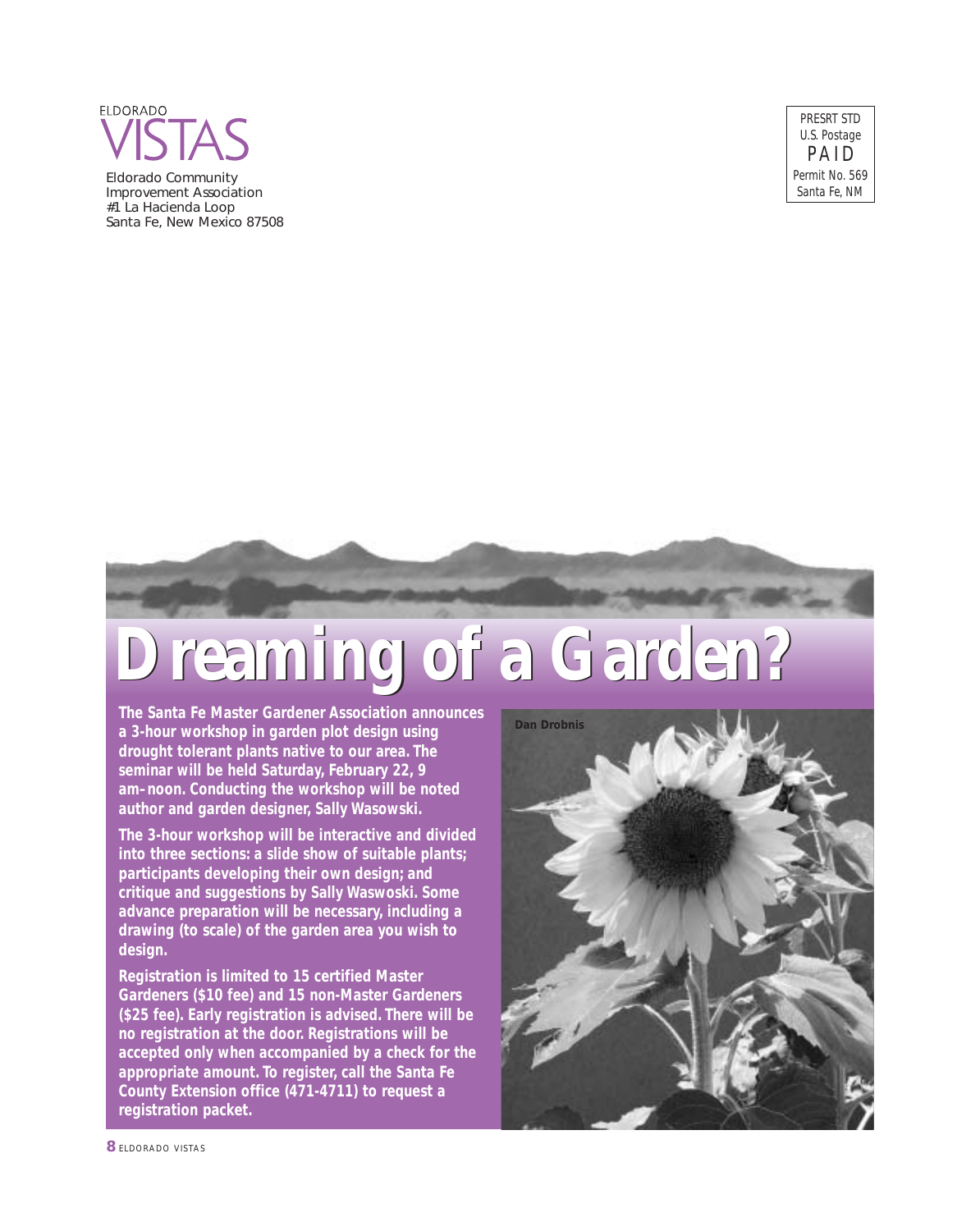ELDORADO

VISTAS

Eldorado Community
Improvement Association
#1 La Hacienda Loop
Santa Fe, New Mexico 87508

PRESRT STD
U.S. Postage
PAID
Permit No. 569
Santa Fe, NM

# Dreaming of a Garden?

**The Santa Fe Master Gardener Association announces a 3-hour workshop in garden plot design using drought tolerant plants native to our area. The seminar will be held Saturday, February 22, 9 am–noon. Conducting the workshop will be noted author and garden designer, Sally Wasowski.**

**The 3-hour workshop will be interactive and divided into three sections: a slide show of suitable plants; participants developing their own design; and critique and suggestions by Sally Waswoski. Some advance preparation will be necessary, including a drawing (to scale) of the garden area you wish to design.**

**Registration is limited to 15 certified Master Gardeners ($10 fee) and 15 non-Master Gardeners ($25 fee). Early registration is advised. There will be no registration at the door. Registrations will be accepted only when accompanied by a check for the appropriate amount. To register, call the Santa Fe County Extension office (471-4711) to request a registration packet.**

Dan Drobnis